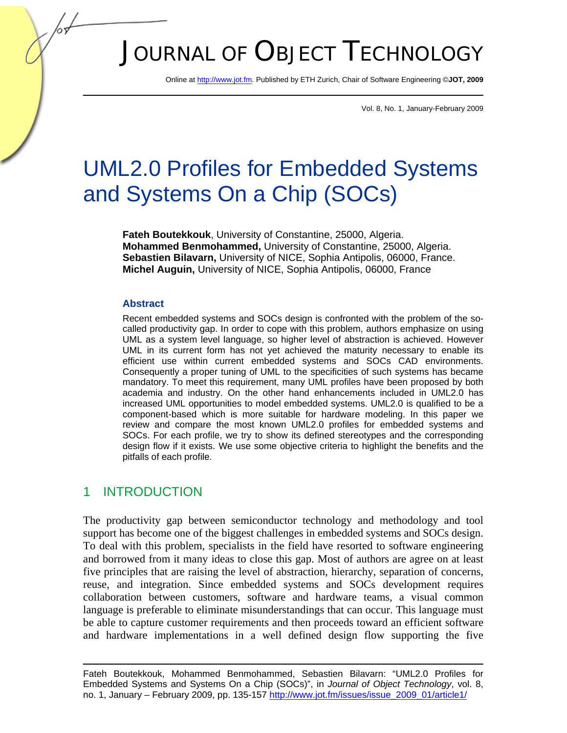# UML2.0 Profiles for Embedded Systems and Systems On a Chip (SOCs)

**Fateh Boutekkouk**, University of Constantine, 25000, Algeria.
**Mohammed Benmohammed,** University of Constantine, 25000, Algeria.
**Sebastien Bilavarn,** University of NICE, Sophia Antipolis, 06000, France.
**Michel Auguin,** University of NICE, Sophia Antipolis, 06000, France

### Abstract

Recent embedded systems and SOCs design is confronted with the problem of the so-called productivity gap. In order to cope with this problem, authors emphasize on using UML as a system level language, so higher level of abstraction is achieved. However UML in its current form has not yet achieved the maturity necessary to enable its efficient use within current embedded systems and SOCs CAD environments. Consequently a proper tuning of UML to the specificities of such systems has became mandatory. To meet this requirement, many UML profiles have been proposed by both academia and industry. On the other hand enhancements included in UML2.0 has increased UML opportunities to model embedded systems. UML2.0 is qualified to be a component-based which is more suitable for hardware modeling. In this paper we review and compare the most known UML2.0 profiles for embedded systems and SOCs. For each profile, we try to show its defined stereotypes and the corresponding design flow if it exists. We use some objective criteria to highlight the benefits and the pitfalls of each profile.

## 1 INTRODUCTION

The productivity gap between semiconductor technology and methodology and tool support has become one of the biggest challenges in embedded systems and SOCs design. To deal with this problem, specialists in the field have resorted to software engineering and borrowed from it many ideas to close this gap. Most of authors are agree on at least five principles that are raising the level of abstraction, hierarchy, separation of concerns, reuse, and integration. Since embedded systems and SOCs development requires collaboration between customers, software and hardware teams, a visual common language is preferable to eliminate misunderstandings that can occur. This language must be able to capture customer requirements and then proceeds toward an efficient software and hardware implementations in a well defined design flow supporting the five

Fateh Boutekkouk, Mohammed Benmohammed, Sebastien Bilavarn: "UML2.0 Profiles for Embedded Systems and Systems On a Chip (SOCs)", in *Journal of Object Technology*, vol. 8, no. 1, January – February 2009, pp. 135-157 http://www.jot.fm/issues/issue_2009_01/article1/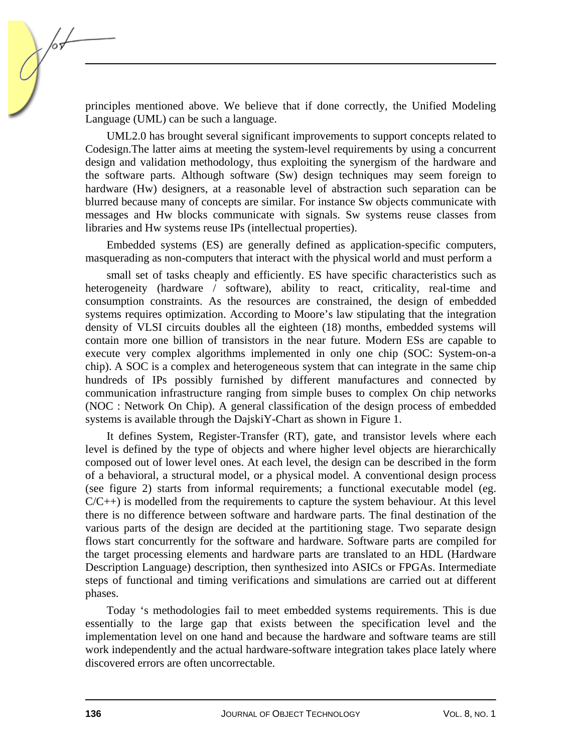principles mentioned above. We believe that if done correctly, the Unified Modeling Language (UML) can be such a language.

UML2.0 has brought several significant improvements to support concepts related to Codesign.The latter aims at meeting the system-level requirements by using a concurrent design and validation methodology, thus exploiting the synergism of the hardware and the software parts. Although software (Sw) design techniques may seem foreign to hardware (Hw) designers, at a reasonable level of abstraction such separation can be blurred because many of concepts are similar. For instance Sw objects communicate with messages and Hw blocks communicate with signals. Sw systems reuse classes from libraries and Hw systems reuse IPs (intellectual properties).

Embedded systems (ES) are generally defined as application-specific computers, masquerading as non-computers that interact with the physical world and must perform a

small set of tasks cheaply and efficiently. ES have specific characteristics such as heterogeneity (hardware / software), ability to react, criticality, real-time and consumption constraints. As the resources are constrained, the design of embedded systems requires optimization. According to Moore's law stipulating that the integration density of VLSI circuits doubles all the eighteen (18) months, embedded systems will contain more one billion of transistors in the near future. Modern ESs are capable to execute very complex algorithms implemented in only one chip (SOC: System-on-a chip). A SOC is a complex and heterogeneous system that can integrate in the same chip hundreds of IPs possibly furnished by different manufactures and connected by communication infrastructure ranging from simple buses to complex On chip networks (NOC : Network On Chip). A general classification of the design process of embedded systems is available through the DajskiY-Chart as shown in Figure 1.

It defines System, Register-Transfer (RT), gate, and transistor levels where each level is defined by the type of objects and where higher level objects are hierarchically composed out of lower level ones. At each level, the design can be described in the form of a behavioral, a structural model, or a physical model. A conventional design process (see figure 2) starts from informal requirements; a functional executable model (eg. C/C++) is modelled from the requirements to capture the system behaviour. At this level there is no difference between software and hardware parts. The final destination of the various parts of the design are decided at the partitioning stage. Two separate design flows start concurrently for the software and hardware. Software parts are compiled for the target processing elements and hardware parts are translated to an HDL (Hardware Description Language) description, then synthesized into ASICs or FPGAs. Intermediate steps of functional and timing verifications and simulations are carried out at different phases.

Today 's methodologies fail to meet embedded systems requirements. This is due essentially to the large gap that exists between the specification level and the implementation level on one hand and because the hardware and software teams are still work independently and the actual hardware-software integration takes place lately where discovered errors are often uncorrectable.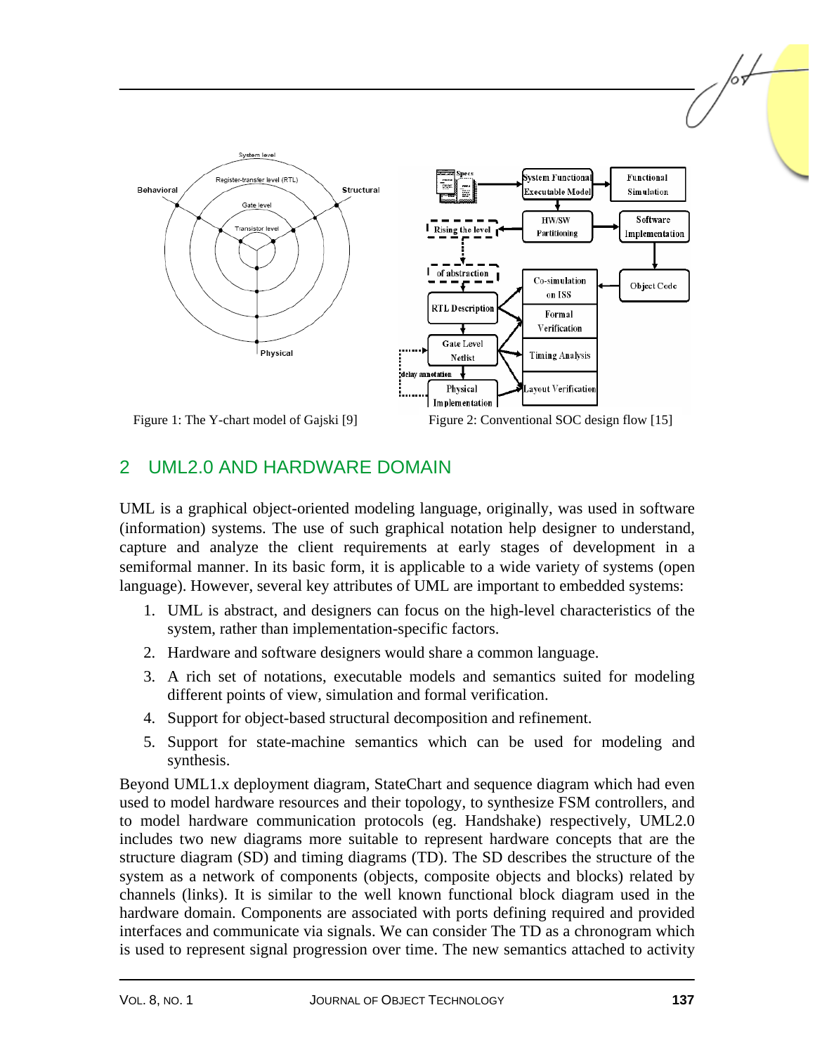Figure 1: The Y-chart model of Gajski [9]

Figure 2: Conventional SOC design flow [15]

## 2 UML2.0 AND HARDWARE DOMAIN

UML is a graphical object-oriented modeling language, originally, was used in software (information) systems. The use of such graphical notation help designer to understand, capture and analyze the client requirements at early stages of development in a semiformal manner. In its basic form, it is applicable to a wide variety of systems (open language). However, several key attributes of UML are important to embedded systems:

1. UML is abstract, and designers can focus on the high-level characteristics of the system, rather than implementation-specific factors.
2. Hardware and software designers would share a common language.
3. A rich set of notations, executable models and semantics suited for modeling different points of view, simulation and formal verification.
4. Support for object-based structural decomposition and refinement.
5. Support for state-machine semantics which can be used for modeling and synthesis.

Beyond UML1.x deployment diagram, StateChart and sequence diagram which had even used to model hardware resources and their topology, to synthesize FSM controllers, and to model hardware communication protocols (eg. Handshake) respectively, UML2.0 includes two new diagrams more suitable to represent hardware concepts that are the structure diagram (SD) and timing diagrams (TD). The SD describes the structure of the system as a network of components (objects, composite objects and blocks) related by channels (links). It is similar to the well known functional block diagram used in the hardware domain. Components are associated with ports defining required and provided interfaces and communicate via signals. We can consider The TD as a chronogram which is used to represent signal progression over time. The new semantics attached to activity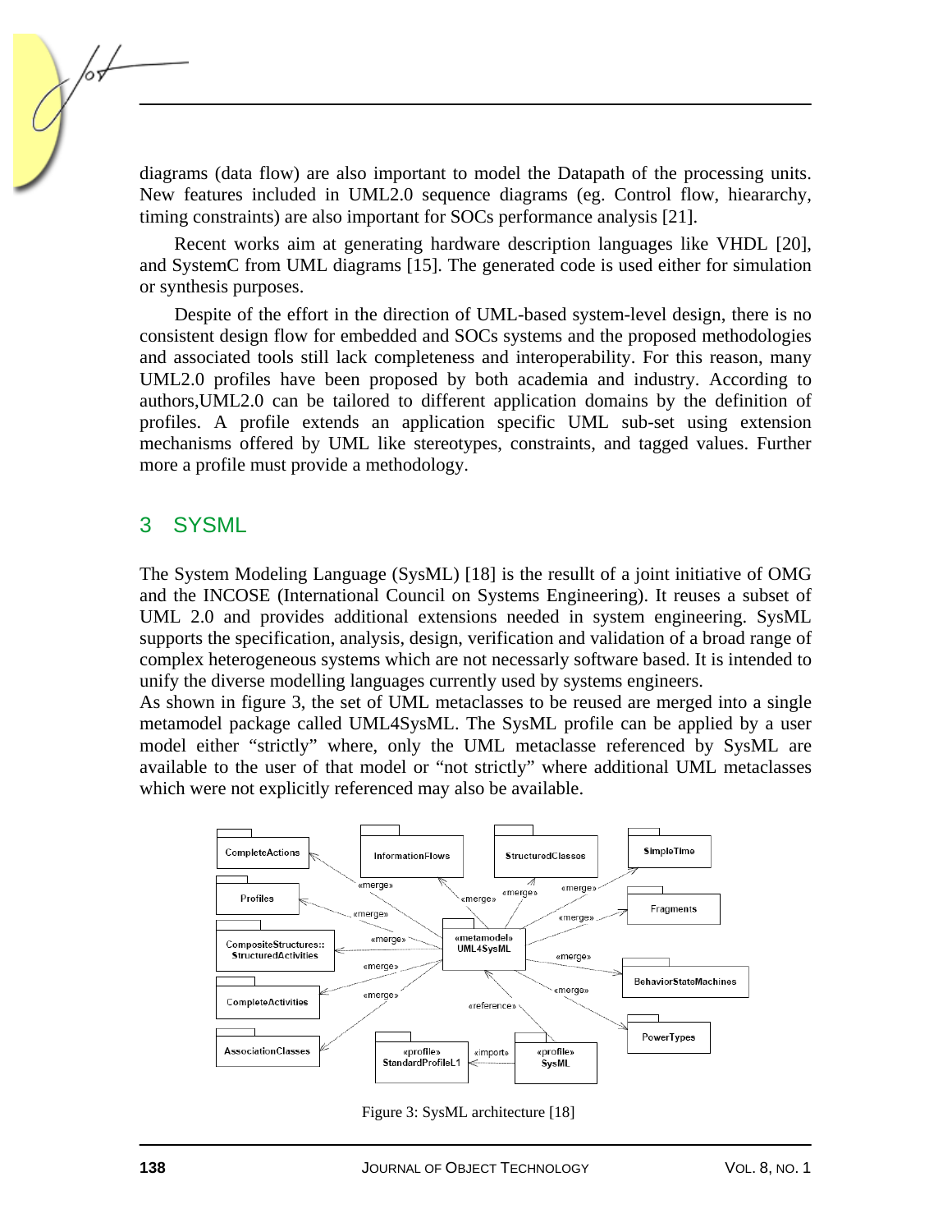diagrams (data flow) are also important to model the Datapath of the processing units. New features included in UML2.0 sequence diagrams (eg. Control flow, hieararchy, timing constraints) are also important for SOCs performance analysis [21].

Recent works aim at generating hardware description languages like VHDL [20], and SystemC from UML diagrams [15]. The generated code is used either for simulation or synthesis purposes.

Despite of the effort in the direction of UML-based system-level design, there is no consistent design flow for embedded and SOCs systems and the proposed methodologies and associated tools still lack completeness and interoperability. For this reason, many UML2.0 profiles have been proposed by both academia and industry. According to authors,UML2.0 can be tailored to different application domains by the definition of profiles. A profile extends an application specific UML sub-set using extension mechanisms offered by UML like stereotypes, constraints, and tagged values. Further more a profile must provide a methodology.

## 3 SYSML

The System Modeling Language (SysML) [18] is the resullt of a joint initiative of OMG and the INCOSE (International Council on Systems Engineering). It reuses a subset of UML 2.0 and provides additional extensions needed in system engineering. SysML supports the specification, analysis, design, verification and validation of a broad range of complex heterogeneous systems which are not necessarly software based. It is intended to unify the diverse modelling languages currently used by systems engineers.
As shown in figure 3, the set of UML metaclasses to be reused are merged into a single metamodel package called UML4SysML. The SysML profile can be applied by a user model either "strictly" where, only the UML metaclasse referenced by SysML are available to the user of that model or "not strictly" where additional UML metaclasses which were not explicitly referenced may also be available.

Figure 3: SysML architecture [18]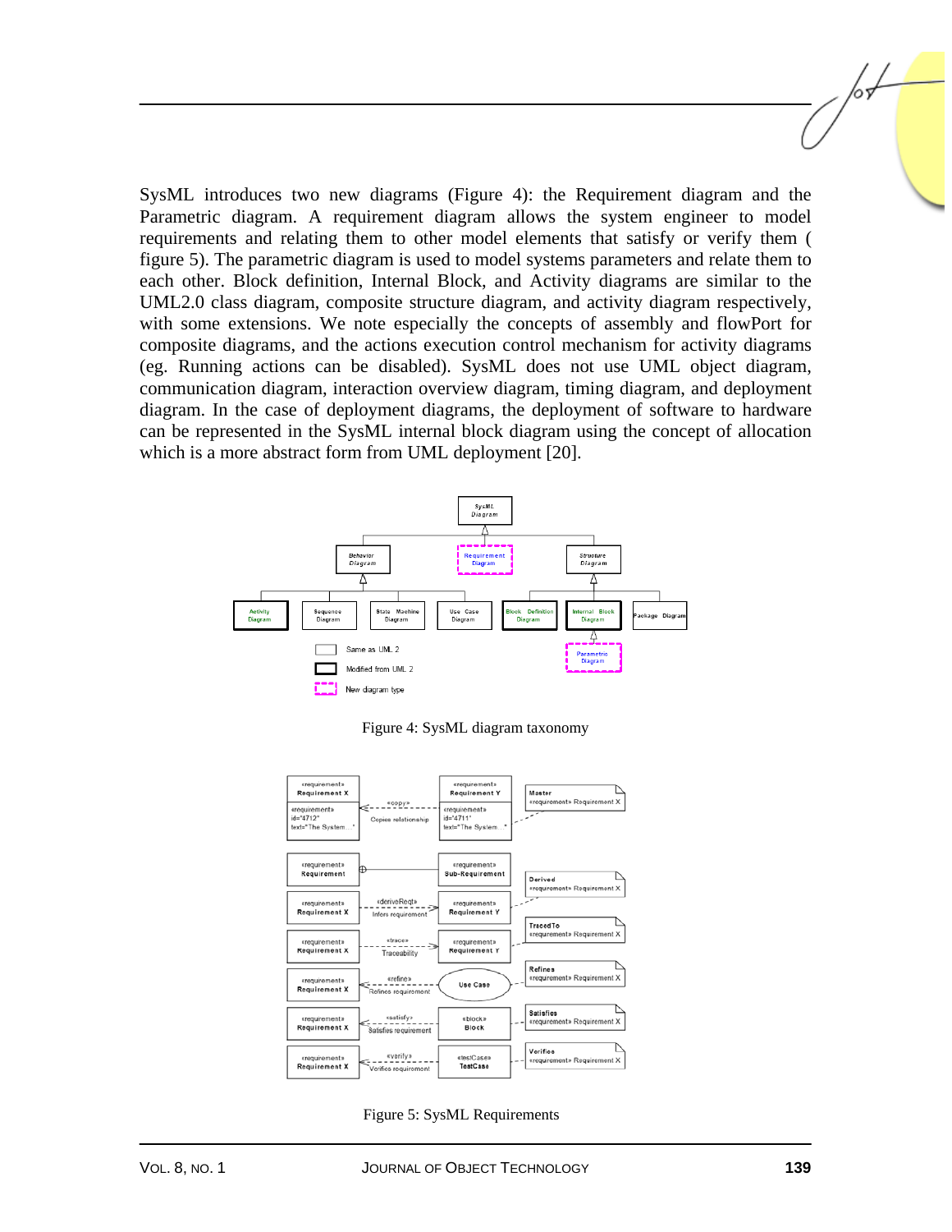SysML introduces two new diagrams (Figure 4): the Requirement diagram and the Parametric diagram. A requirement diagram allows the system engineer to model requirements and relating them to other model elements that satisfy or verify them ( figure 5). The parametric diagram is used to model systems parameters and relate them to each other. Block definition, Internal Block, and Activity diagrams are similar to the UML2.0 class diagram, composite structure diagram, and activity diagram respectively, with some extensions. We note especially the concepts of assembly and flowPort for composite diagrams, and the actions execution control mechanism for activity diagrams (eg. Running actions can be disabled). SysML does not use UML object diagram, communication diagram, interaction overview diagram, timing diagram, and deployment diagram. In the case of deployment diagrams, the deployment of software to hardware can be represented in the SysML internal block diagram using the concept of allocation which is a more abstract form from UML deployment [20].

Figure 4: SysML diagram taxonomy

Figure 5: SysML Requirements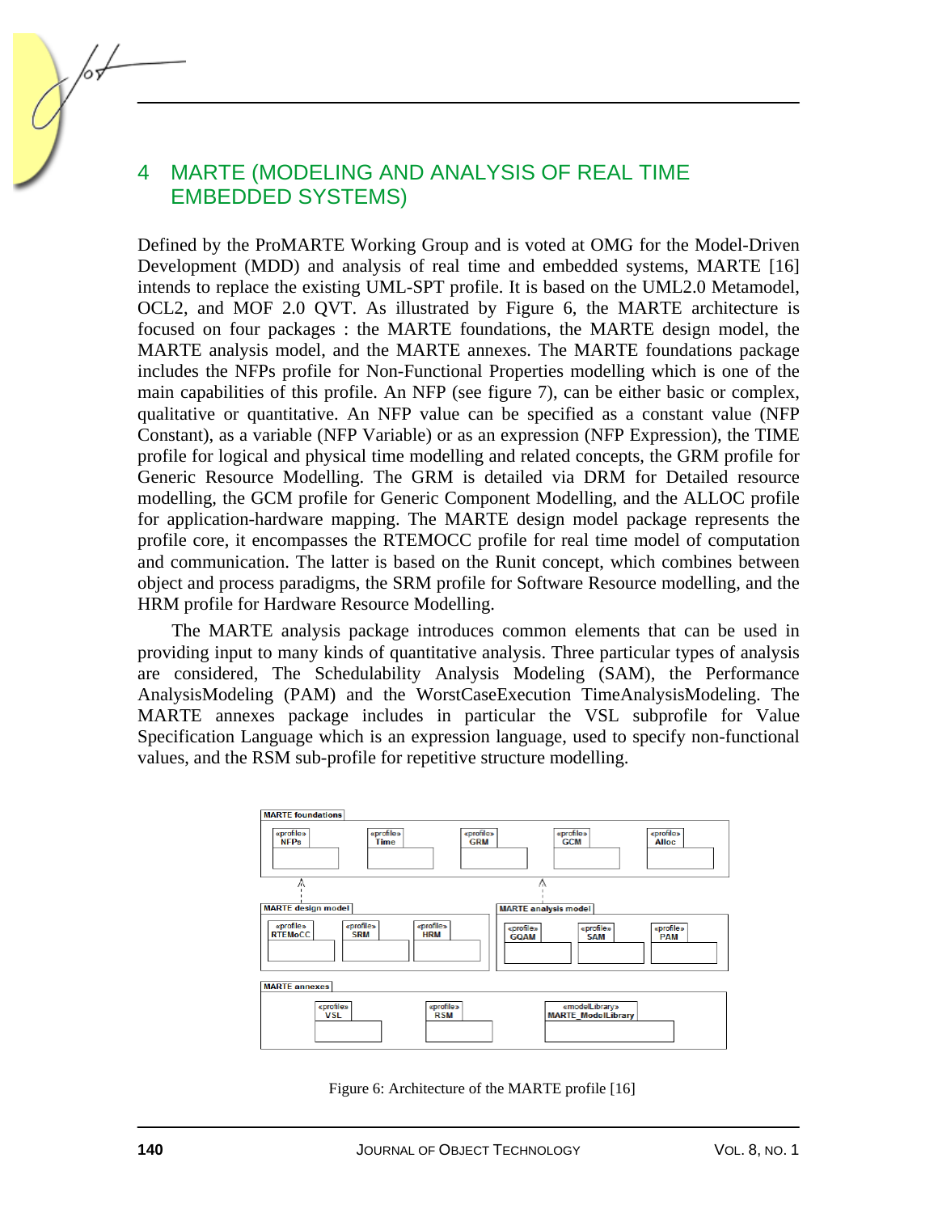## 4 MARTE (MODELING AND ANALYSIS OF REAL TIME EMBEDDED SYSTEMS)

Defined by the ProMARTE Working Group and is voted at OMG for the Model-Driven Development (MDD) and analysis of real time and embedded systems, MARTE [16] intends to replace the existing UML-SPT profile. It is based on the UML2.0 Metamodel, OCL2, and MOF 2.0 QVT. As illustrated by Figure 6, the MARTE architecture is focused on four packages : the MARTE foundations, the MARTE design model, the MARTE analysis model, and the MARTE annexes. The MARTE foundations package includes the NFPs profile for Non-Functional Properties modelling which is one of the main capabilities of this profile. An NFP (see figure 7), can be either basic or complex, qualitative or quantitative. An NFP value can be specified as a constant value (NFP Constant), as a variable (NFP Variable) or as an expression (NFP Expression), the TIME profile for logical and physical time modelling and related concepts, the GRM profile for Generic Resource Modelling. The GRM is detailed via DRM for Detailed resource modelling, the GCM profile for Generic Component Modelling, and the ALLOC profile for application-hardware mapping. The MARTE design model package represents the profile core, it encompasses the RTEMOCC profile for real time model of computation and communication. The latter is based on the Runit concept, which combines between object and process paradigms, the SRM profile for Software Resource modelling, and the HRM profile for Hardware Resource Modelling.

The MARTE analysis package introduces common elements that can be used in providing input to many kinds of quantitative analysis. Three particular types of analysis are considered, The Schedulability Analysis Modeling (SAM), the Performance AnalysisModeling (PAM) and the WorstCaseExecution TimeAnalysisModeling. The MARTE annexes package includes in particular the VSL subprofile for Value Specification Language which is an expression language, used to specify non-functional values, and the RSM sub-profile for repetitive structure modelling.

Figure 6: Architecture of the MARTE profile [16]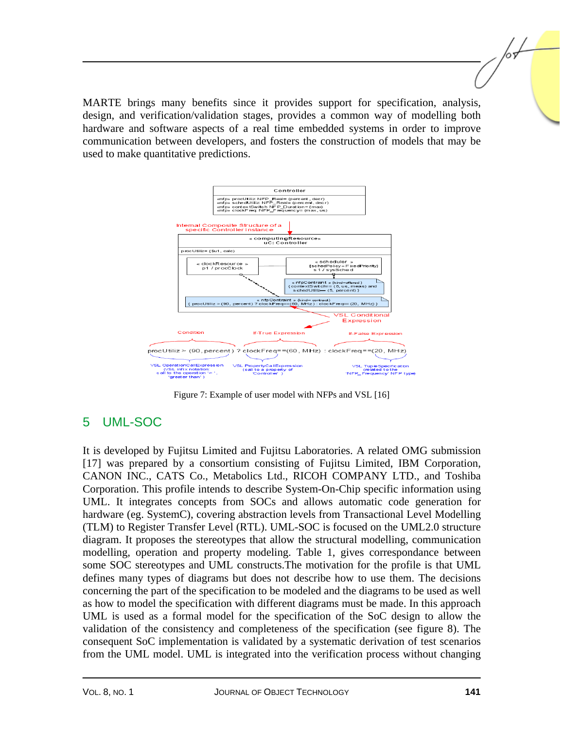MARTE brings many benefits since it provides support for specification, analysis, design, and verification/validation stages, provides a common way of modelling both hardware and software aspects of a real time embedded systems in order to improve communication between developers, and fosters the construction of models that may be used to make quantitative predictions.

Figure 7: Example of user model with NFPs and VSL [16]

## 5 UML-SOC

It is developed by Fujitsu Limited and Fujitsu Laboratories. A related OMG submission [17] was prepared by a consortium consisting of Fujitsu Limited, IBM Corporation, CANON INC., CATS Co., Metabolics Ltd., RICOH COMPANY LTD., and Toshiba Corporation. This profile intends to describe System-On-Chip specific information using UML. It integrates concepts from SOCs and allows automatic code generation for hardware (eg. SystemC), covering abstraction levels from Transactional Level Modelling (TLM) to Register Transfer Level (RTL). UML-SOC is focused on the UML2.0 structure diagram. It proposes the stereotypes that allow the structural modelling, communication modelling, operation and property modeling. Table 1, gives correspondance between some SOC stereotypes and UML constructs.The motivation for the profile is that UML defines many types of diagrams but does not describe how to use them. The decisions concerning the part of the specification to be modeled and the diagrams to be used as well as how to model the specification with different diagrams must be made. In this approach UML is used as a formal model for the specification of the SoC design to allow the validation of the consistency and completeness of the specification (see figure 8). The consequent SoC implementation is validated by a systematic derivation of test scenarios from the UML model. UML is integrated into the verification process without changing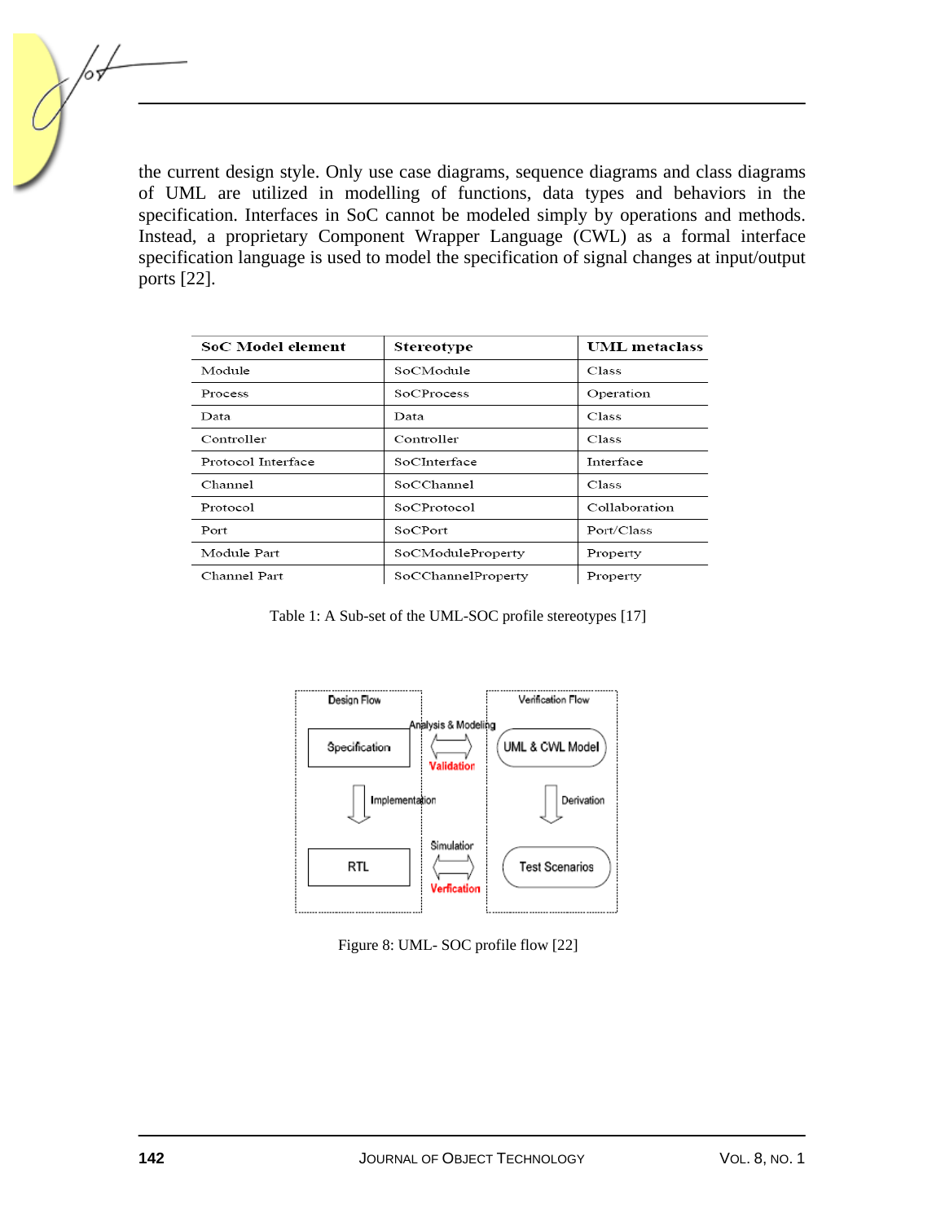the current design style. Only use case diagrams, sequence diagrams and class diagrams of UML are utilized in modelling of functions, data types and behaviors in the specification. Interfaces in SoC cannot be modeled simply by operations and methods. Instead, a proprietary Component Wrapper Language (CWL) as a formal interface specification language is used to model the specification of signal changes at input/output ports [22].

| SoC Model element | Stereotype | UML metaclass |
|---|---|---|
| Module | SoCModule | Class |
| Process | SoCProcess | Operation |
| Data | Data | Class |
| Controller | Controller | Class |
| Protocol Interface | SoCInterface | Interface |
| Channel | SoCChannel | Class |
| Protocol | SoCProtocol | Collaboration |
| Port | SoCPort | Port/Class |
| Module Part | SoCModuleProperty | Property |
| Channel Part | SoCChannelProperty | Property |

Table 1: A Sub-set of the UML-SOC profile stereotypes [17]

Figure 8: UML- SOC profile flow [22]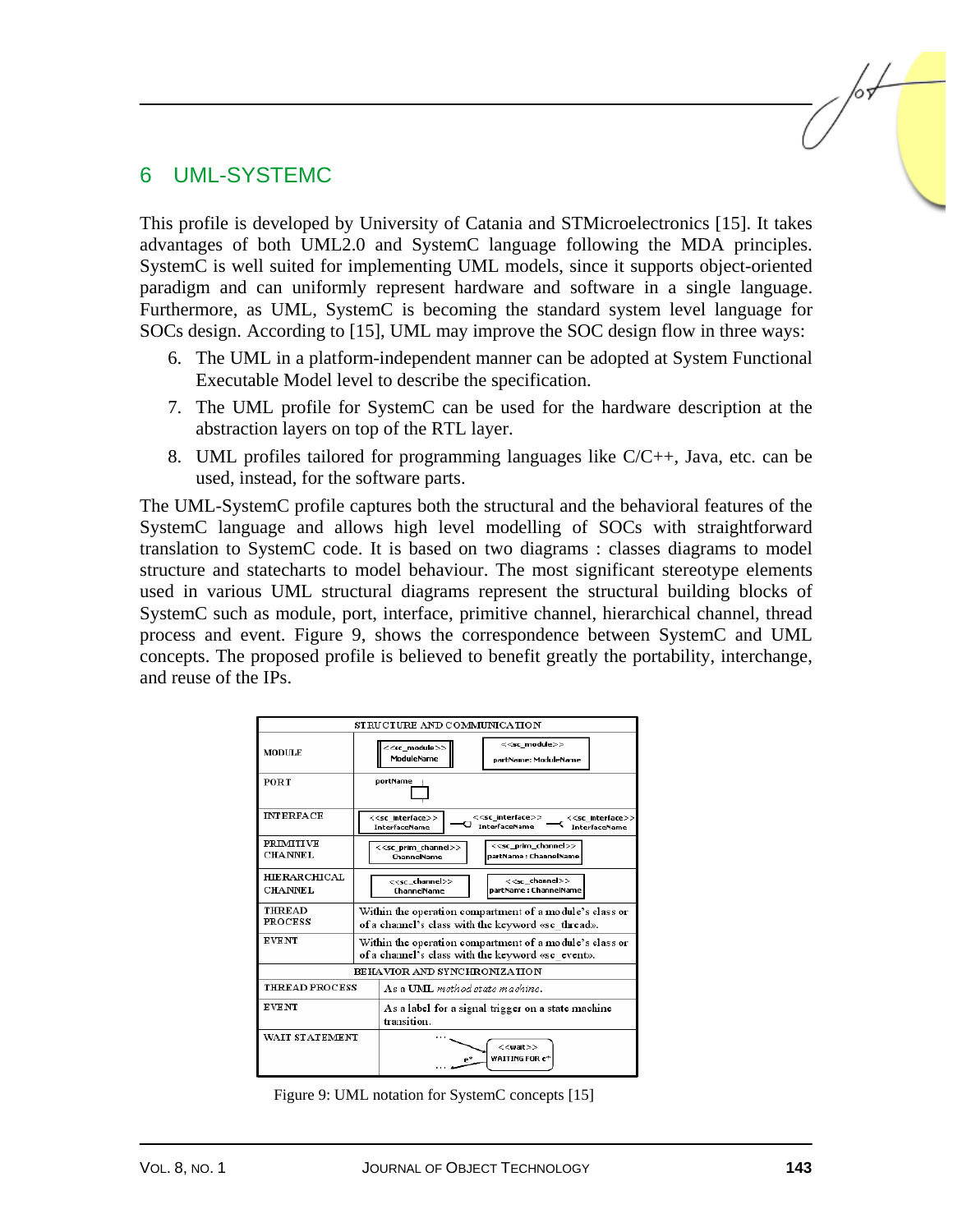## 6 UML-SYSTEMC

This profile is developed by University of Catania and STMicroelectronics [15]. It takes advantages of both UML2.0 and SystemC language following the MDA principles. SystemC is well suited for implementing UML models, since it supports object-oriented paradigm and can uniformly represent hardware and software in a single language. Furthermore, as UML, SystemC is becoming the standard system level language for SOCs design. According to [15], UML may improve the SOC design flow in three ways:

6. The UML in a platform-independent manner can be adopted at System Functional Executable Model level to describe the specification.
7. The UML profile for SystemC can be used for the hardware description at the abstraction layers on top of the RTL layer.
8. UML profiles tailored for programming languages like C/C++, Java, etc. can be used, instead, for the software parts.

The UML-SystemC profile captures both the structural and the behavioral features of the SystemC language and allows high level modelling of SOCs with straightforward translation to SystemC code. It is based on two diagrams : classes diagrams to model structure and statecharts to model behaviour. The most significant stereotype elements used in various UML structural diagrams represent the structural building blocks of SystemC such as module, port, interface, primitive channel, hierarchical channel, thread process and event. Figure 9, shows the correspondence between SystemC and UML concepts. The proposed profile is believed to benefit greatly the portability, interchange, and reuse of the IPs.

| STRUCTURE AND COMMUNICATION | |
|---|---|
| MODULE | <<sc_module>> ModuleName; <<sc_module>> partName: ModuleName |
| PORT | portName |
| INTERFACE | <<sc_interface>> InterfaceName; <<sc_interface>> InterfaceName; <<sc_interface>> InterfaceName |
| PRIMITIVE CHANNEL | <<sc_prim_channel>> ChannelName; <<sc_prim_channel>> partName : ChannelName |
| HIERARCHICAL CHANNEL | <<sc_channel>> ChannelName; <<sc_channel>> partName : ChannelName |
| THREAD PROCESS | Within the operation compartment of a module's class or of a channel's class with the keyword «sc_thread». |
| EVENT | Within the operation compartment of a module's class or of a channel's class with the keyword «sc_event». |
| **BEHAVIOR AND SYNCHRONIZATION** | |
| THREAD PROCESS | As a UML *method state machine*. |
| EVENT | As a label for a signal trigger on a state machine transition. |
| WAIT STATEMENT | <<wait>> WAITING FOR e"; e" |

Figure 9: UML notation for SystemC concepts [15]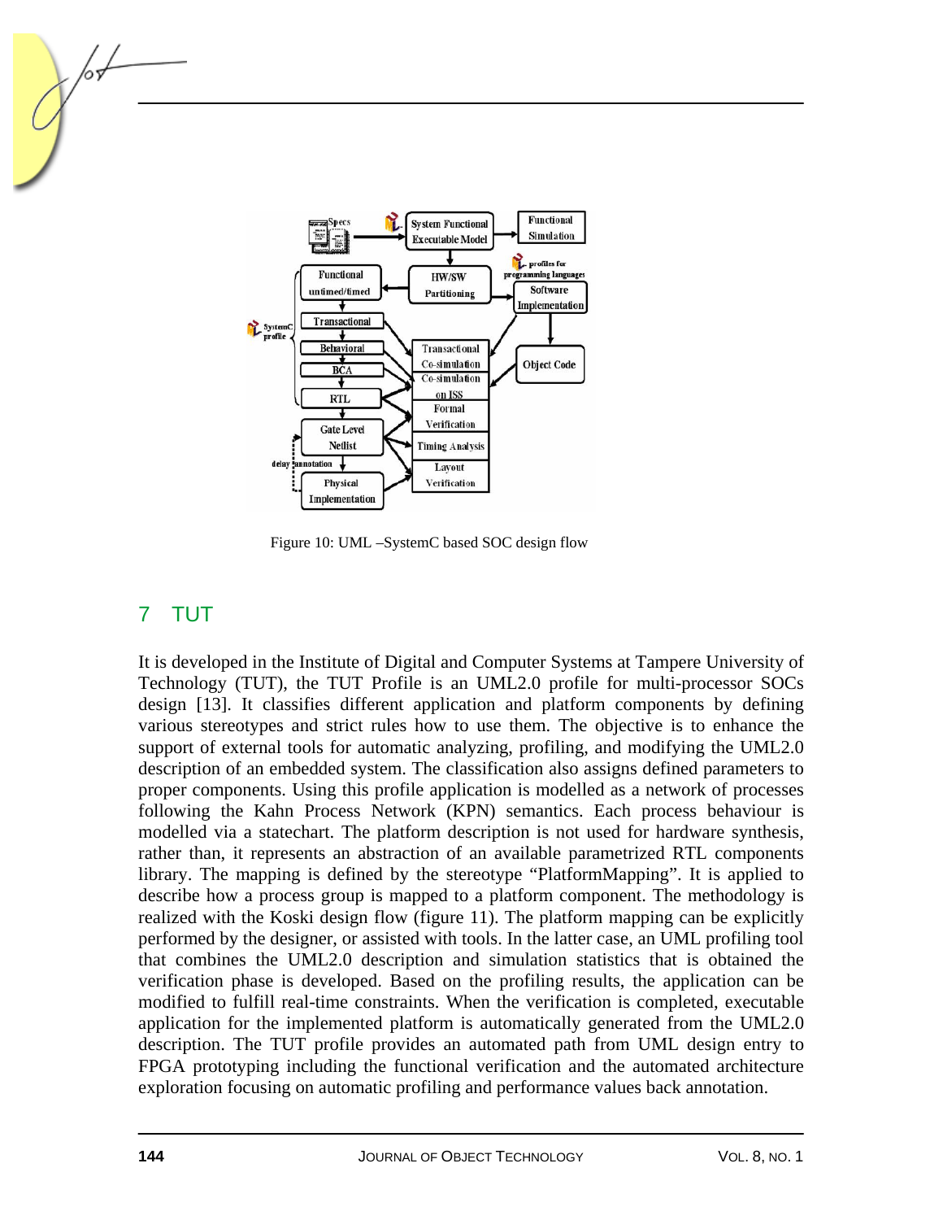Figure 10: UML –SystemC based SOC design flow

## 7 TUT

It is developed in the Institute of Digital and Computer Systems at Tampere University of Technology (TUT), the TUT Profile is an UML2.0 profile for multi-processor SOCs design [13]. It classifies different application and platform components by defining various stereotypes and strict rules how to use them. The objective is to enhance the support of external tools for automatic analyzing, profiling, and modifying the UML2.0 description of an embedded system. The classification also assigns defined parameters to proper components. Using this profile application is modelled as a network of processes following the Kahn Process Network (KPN) semantics. Each process behaviour is modelled via a statechart. The platform description is not used for hardware synthesis, rather than, it represents an abstraction of an available parametrized RTL components library. The mapping is defined by the stereotype "PlatformMapping". It is applied to describe how a process group is mapped to a platform component. The methodology is realized with the Koski design flow (figure 11). The platform mapping can be explicitly performed by the designer, or assisted with tools. In the latter case, an UML profiling tool that combines the UML2.0 description and simulation statistics that is obtained the verification phase is developed. Based on the profiling results, the application can be modified to fulfill real-time constraints. When the verification is completed, executable application for the implemented platform is automatically generated from the UML2.0 description. The TUT profile provides an automated path from UML design entry to FPGA prototyping including the functional verification and the automated architecture exploration focusing on automatic profiling and performance values back annotation.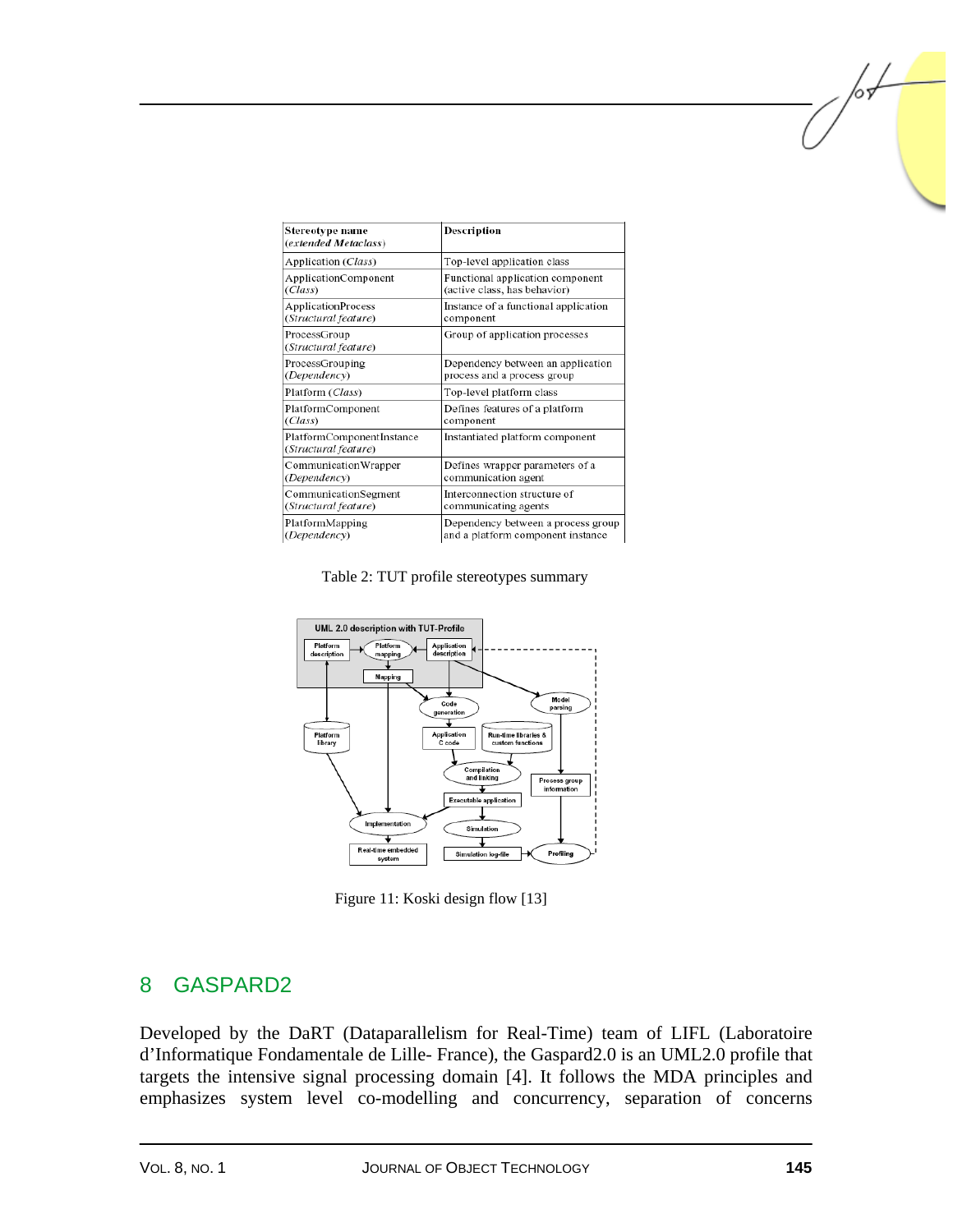| Stereotype name (*extended Metaclass*) | Description |
|---|---|
| Application (*Class*) | Top-level application class |
| ApplicationComponent (*Class*) | Functional application component (active class, has behavior) |
| ApplicationProcess (*Structural feature*) | Instance of a functional application component |
| ProcessGroup (*Structural feature*) | Group of application processes |
| ProcessGrouping (*Dependency*) | Dependency between an application process and a process group |
| Platform (*Class*) | Top-level platform class |
| PlatformComponent (*Class*) | Defines features of a platform component |
| PlatformComponentInstance (*Structural feature*) | Instantiated platform component |
| CommunicationWrapper (*Dependency*) | Defines wrapper parameters of a communication agent |
| CommunicationSegment (*Structural feature*) | Interconnection structure of communicating agents |
| PlatformMapping (*Dependency*) | Dependency between a process group and a platform component instance |

Table 2: TUT profile stereotypes summary

Figure 11: Koski design flow [13]

## 8 GASPARD2

Developed by the DaRT (Dataparallelism for Real-Time) team of LIFL (Laboratoire d'Informatique Fondamentale de Lille- France), the Gaspard2.0 is an UML2.0 profile that targets the intensive signal processing domain [4]. It follows the MDA principles and emphasizes system level co-modelling and concurrency, separation of concerns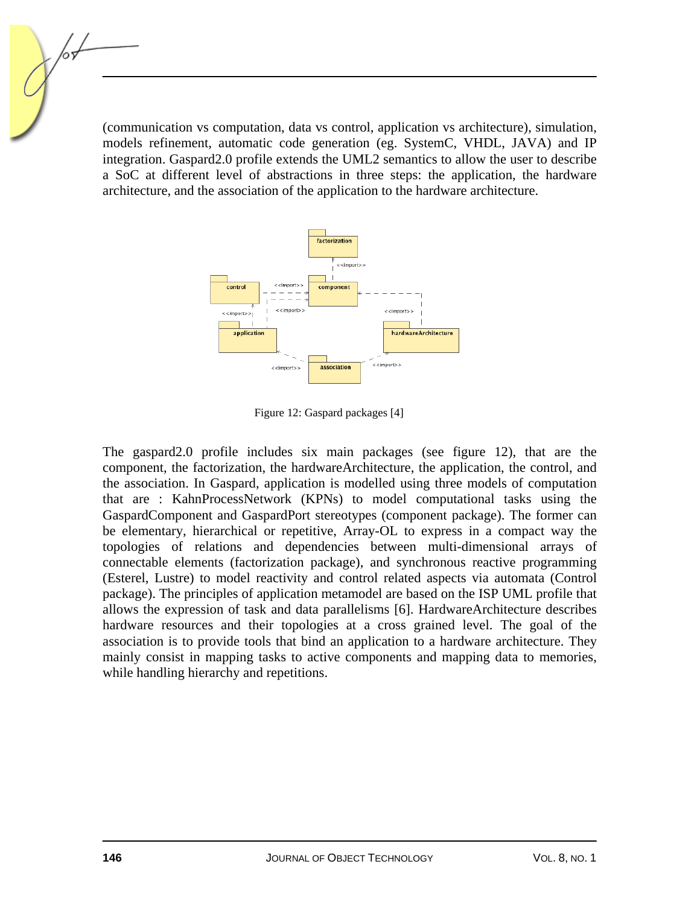(communication vs computation, data vs control, application vs architecture), simulation, models refinement, automatic code generation (eg. SystemC, VHDL, JAVA) and IP integration. Gaspard2.0 profile extends the UML2 semantics to allow the user to describe a SoC at different level of abstractions in three steps: the application, the hardware architecture, and the association of the application to the hardware architecture.

Figure 12: Gaspard packages [4]

The gaspard2.0 profile includes six main packages (see figure 12), that are the component, the factorization, the hardwareArchitecture, the application, the control, and the association. In Gaspard, application is modelled using three models of computation that are : KahnProcessNetwork (KPNs) to model computational tasks using the GaspardComponent and GaspardPort stereotypes (component package). The former can be elementary, hierarchical or repetitive, Array-OL to express in a compact way the topologies of relations and dependencies between multi-dimensional arrays of connectable elements (factorization package), and synchronous reactive programming (Esterel, Lustre) to model reactivity and control related aspects via automata (Control package). The principles of application metamodel are based on the ISP UML profile that allows the expression of task and data parallelisms [6]. HardwareArchitecture describes hardware resources and their topologies at a cross grained level. The goal of the association is to provide tools that bind an application to a hardware architecture. They mainly consist in mapping tasks to active components and mapping data to memories, while handling hierarchy and repetitions.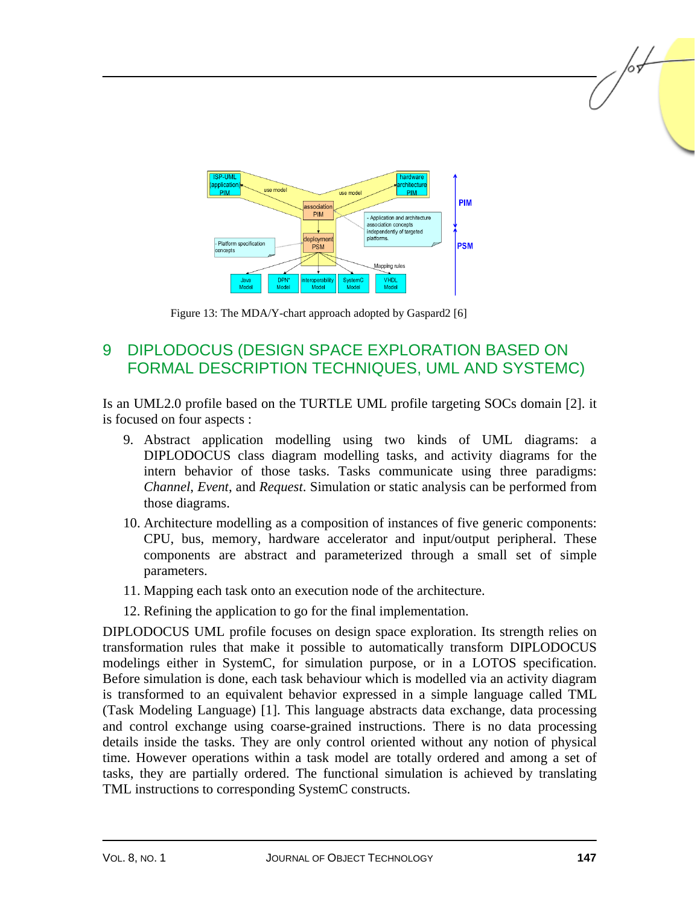Figure 13: The MDA/Y-chart approach adopted by Gaspard2 [6]

## 9 DIPLODOCUS (DESIGN SPACE EXPLORATION BASED ON FORMAL DESCRIPTION TECHNIQUES, UML AND SYSTEMC)

Is an UML2.0 profile based on the TURTLE UML profile targeting SOCs domain [2]. it is focused on four aspects :

9. Abstract application modelling using two kinds of UML diagrams: a DIPLODOCUS class diagram modelling tasks, and activity diagrams for the intern behavior of those tasks. Tasks communicate using three paradigms: *Channel*, *Event*, and *Request*. Simulation or static analysis can be performed from those diagrams.
10. Architecture modelling as a composition of instances of five generic components: CPU, bus, memory, hardware accelerator and input/output peripheral. These components are abstract and parameterized through a small set of simple parameters.
11. Mapping each task onto an execution node of the architecture.
12. Refining the application to go for the final implementation.

DIPLODOCUS UML profile focuses on design space exploration. Its strength relies on transformation rules that make it possible to automatically transform DIPLODOCUS modelings either in SystemC, for simulation purpose, or in a LOTOS specification. Before simulation is done, each task behaviour which is modelled via an activity diagram is transformed to an equivalent behavior expressed in a simple language called TML (Task Modeling Language) [1]. This language abstracts data exchange, data processing and control exchange using coarse-grained instructions. There is no data processing details inside the tasks. They are only control oriented without any notion of physical time. However operations within a task model are totally ordered and among a set of tasks, they are partially ordered. The functional simulation is achieved by translating TML instructions to corresponding SystemC constructs.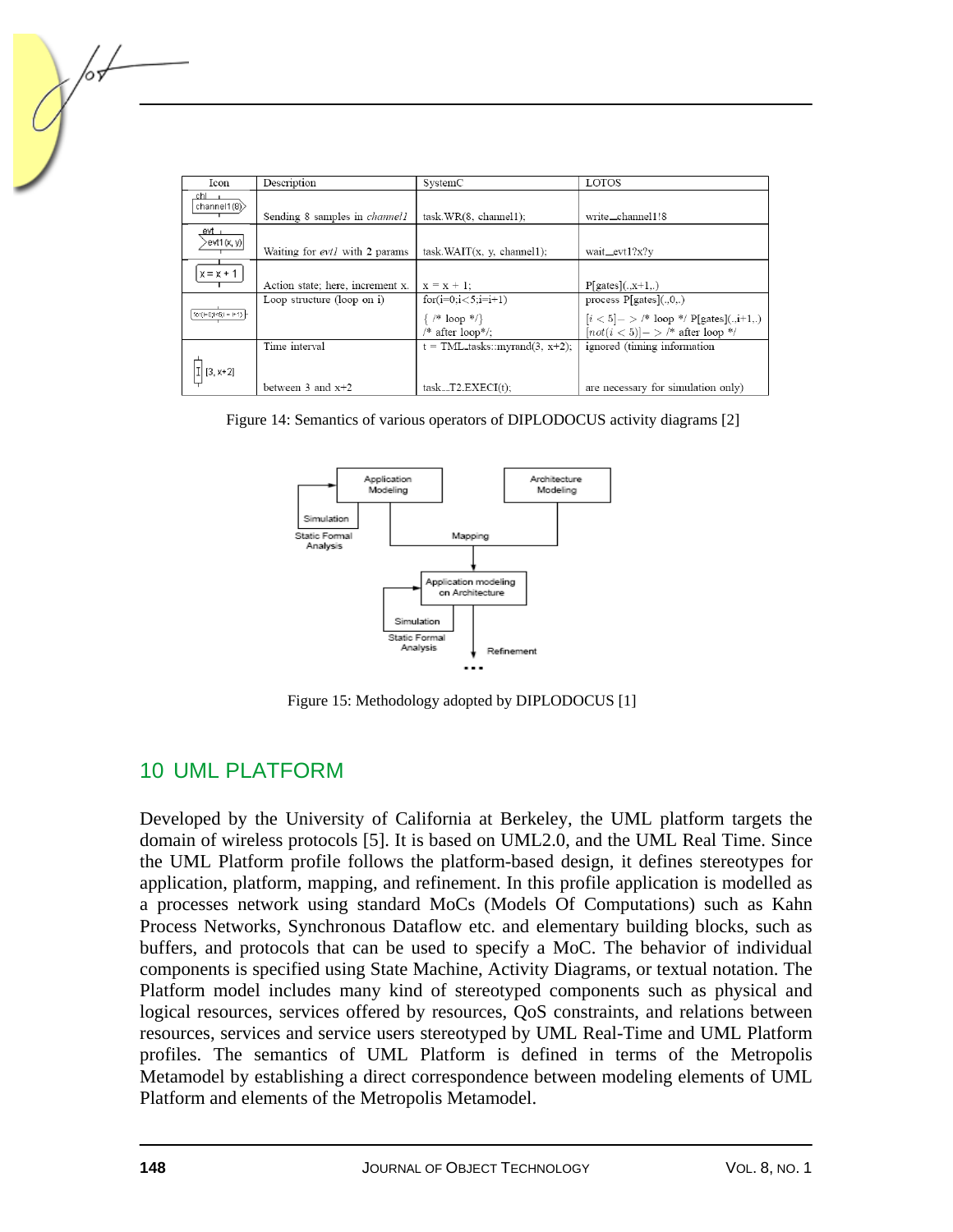| Icon | Description | SystemC | LOTOS |
|---|---|---|---|
| chl channel1(8) | Sending 8 samples in *channel1* | task.WR(8, channel1); | write_channel1!8 |
| evt evt1(x, y) | Waiting for *evt1* with 2 params | task.WAIT(x, y, channel1); | wait_evt1?x?y |
| x = x + 1 | Action state: here, increment x. | x = x + 1; | P[gates](.,x+1,.) |
| for(i=0;i<5;i=i+1) | Loop structure (loop on i) | for(i=0;i<5;i=i+1) { /* loop */} /* after loop*/; | process P[gates](.,0,.) $[i < 5]->$ /* loop */ P[gates](.,i+1,.) $[not(i < 5)]->$ /* after loop */ |
| [3, x+2] | Time interval between 3 and x+2 | t = TML_tasks::myrand(3, x+2); task_T2.EXECI(t); | ignored (timing information are necessary for simulation only) |

Figure 14: Semantics of various operators of DIPLODOCUS activity diagrams [2]

Figure 15: Methodology adopted by DIPLODOCUS [1]

## 10 UML PLATFORM

Developed by the University of California at Berkeley, the UML platform targets the domain of wireless protocols [5]. It is based on UML2.0, and the UML Real Time. Since the UML Platform profile follows the platform-based design, it defines stereotypes for application, platform, mapping, and refinement. In this profile application is modelled as a processes network using standard MoCs (Models Of Computations) such as Kahn Process Networks, Synchronous Dataflow etc. and elementary building blocks, such as buffers, and protocols that can be used to specify a MoC. The behavior of individual components is specified using State Machine, Activity Diagrams, or textual notation. The Platform model includes many kind of stereotyped components such as physical and logical resources, services offered by resources, QoS constraints, and relations between resources, services and service users stereotyped by UML Real-Time and UML Platform profiles. The semantics of UML Platform is defined in terms of the Metropolis Metamodel by establishing a direct correspondence between modeling elements of UML Platform and elements of the Metropolis Metamodel.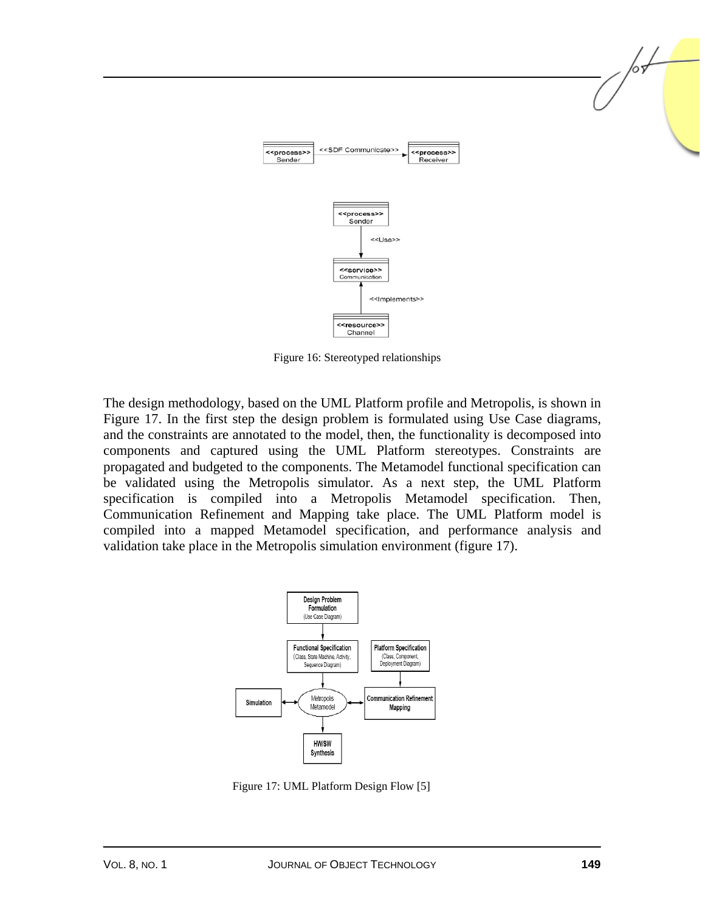Figure 16: Stereotyped relationships

The design methodology, based on the UML Platform profile and Metropolis, is shown in Figure 17. In the first step the design problem is formulated using Use Case diagrams, and the constraints are annotated to the model, then, the functionality is decomposed into components and captured using the UML Platform stereotypes. Constraints are propagated and budgeted to the components. The Metamodel functional specification can be validated using the Metropolis simulator. As a next step, the UML Platform specification is compiled into a Metropolis Metamodel specification. Then, Communication Refinement and Mapping take place. The UML Platform model is compiled into a mapped Metamodel specification, and performance analysis and validation take place in the Metropolis simulation environment (figure 17).

Figure 17: UML Platform Design Flow [5]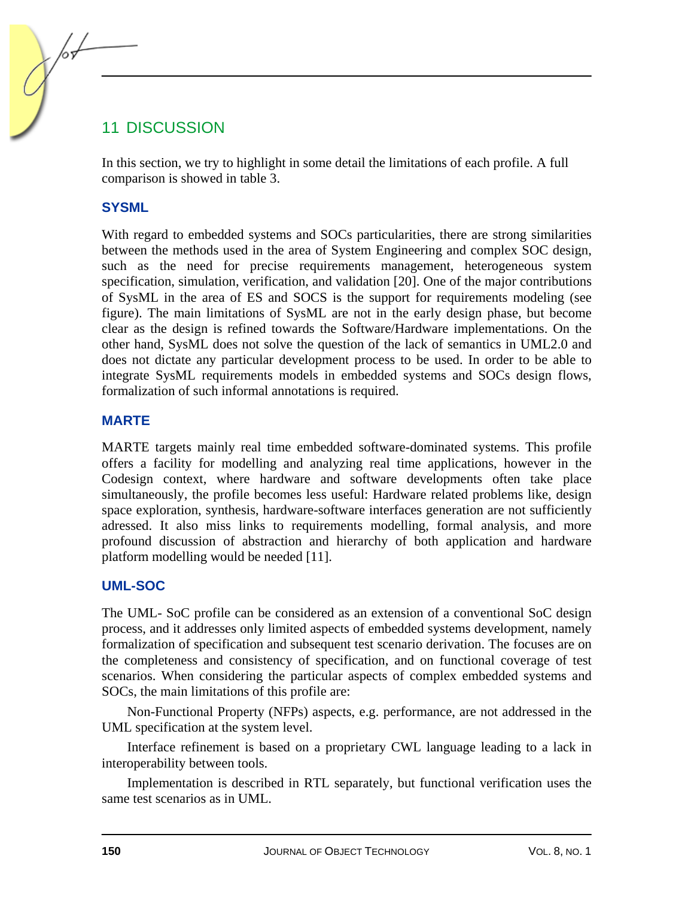## 11 DISCUSSION

In this section, we try to highlight in some detail the limitations of each profile. A full comparison is showed in table 3.

### SYSML

With regard to embedded systems and SOCs particularities, there are strong similarities between the methods used in the area of System Engineering and complex SOC design, such as the need for precise requirements management, heterogeneous system specification, simulation, verification, and validation [20]. One of the major contributions of SysML in the area of ES and SOCS is the support for requirements modeling (see figure). The main limitations of SysML are not in the early design phase, but become clear as the design is refined towards the Software/Hardware implementations. On the other hand, SysML does not solve the question of the lack of semantics in UML2.0 and does not dictate any particular development process to be used. In order to be able to integrate SysML requirements models in embedded systems and SOCs design flows, formalization of such informal annotations is required.

### MARTE

MARTE targets mainly real time embedded software-dominated systems. This profile offers a facility for modelling and analyzing real time applications, however in the Codesign context, where hardware and software developments often take place simultaneously, the profile becomes less useful: Hardware related problems like, design space exploration, synthesis, hardware-software interfaces generation are not sufficiently adressed. It also miss links to requirements modelling, formal analysis, and more profound discussion of abstraction and hierarchy of both application and hardware platform modelling would be needed [11].

### UML-SOC

The UML- SoC profile can be considered as an extension of a conventional SoC design process, and it addresses only limited aspects of embedded systems development, namely formalization of specification and subsequent test scenario derivation. The focuses are on the completeness and consistency of specification, and on functional coverage of test scenarios. When considering the particular aspects of complex embedded systems and SOCs, the main limitations of this profile are:

Non-Functional Property (NFPs) aspects, e.g. performance, are not addressed in the UML specification at the system level.

Interface refinement is based on a proprietary CWL language leading to a lack in interoperability between tools.

Implementation is described in RTL separately, but functional verification uses the same test scenarios as in UML.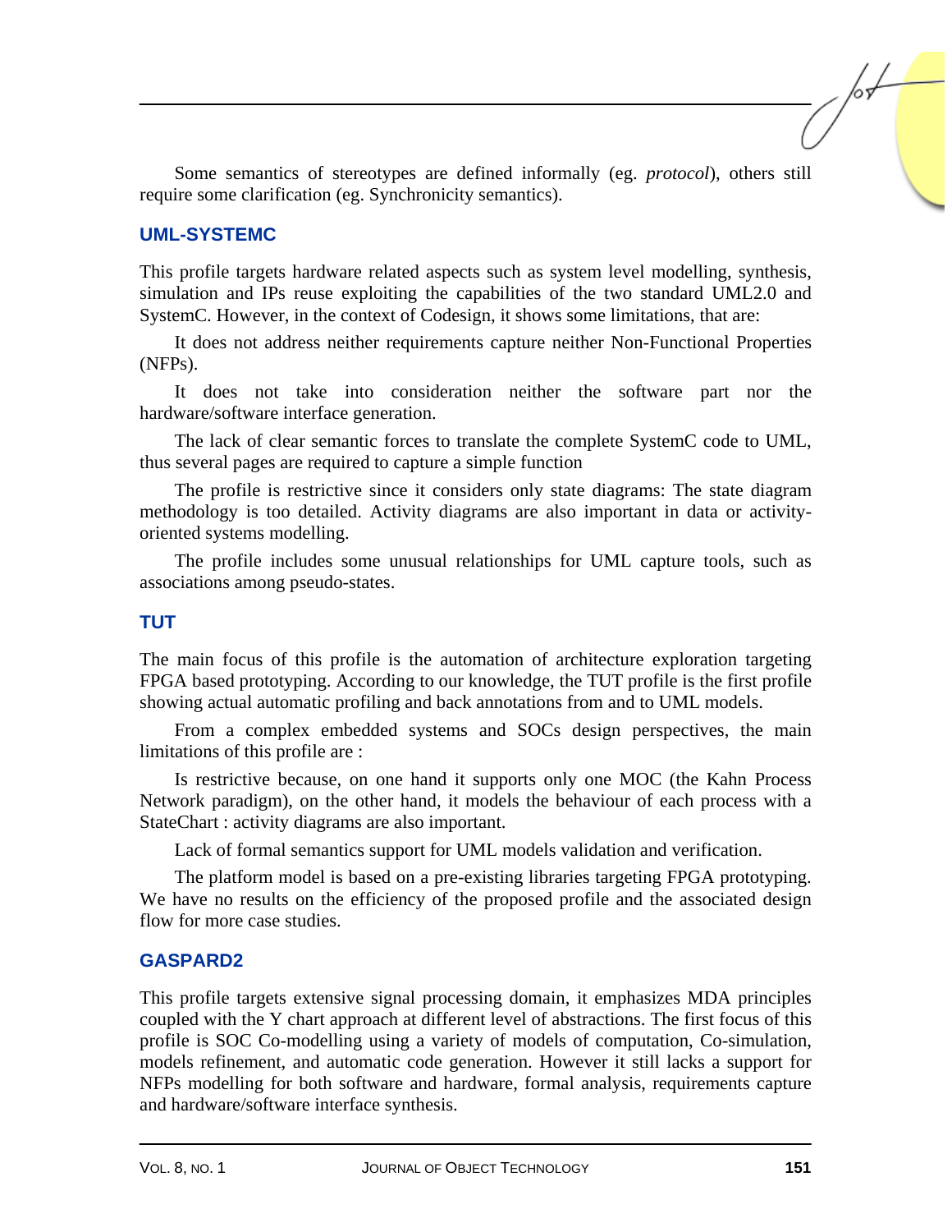Some semantics of stereotypes are defined informally (eg. *protocol*), others still require some clarification (eg. Synchronicity semantics).

### UML-SYSTEMC

This profile targets hardware related aspects such as system level modelling, synthesis, simulation and IPs reuse exploiting the capabilities of the two standard UML2.0 and SystemC. However, in the context of Codesign, it shows some limitations, that are:

It does not address neither requirements capture neither Non-Functional Properties (NFPs).

It does not take into consideration neither the software part nor the hardware/software interface generation.

The lack of clear semantic forces to translate the complete SystemC code to UML, thus several pages are required to capture a simple function

The profile is restrictive since it considers only state diagrams: The state diagram methodology is too detailed. Activity diagrams are also important in data or activity-oriented systems modelling.

The profile includes some unusual relationships for UML capture tools, such as associations among pseudo-states.

### TUT

The main focus of this profile is the automation of architecture exploration targeting FPGA based prototyping. According to our knowledge, the TUT profile is the first profile showing actual automatic profiling and back annotations from and to UML models.

From a complex embedded systems and SOCs design perspectives, the main limitations of this profile are :

Is restrictive because, on one hand it supports only one MOC (the Kahn Process Network paradigm), on the other hand, it models the behaviour of each process with a StateChart : activity diagrams are also important.

Lack of formal semantics support for UML models validation and verification.

The platform model is based on a pre-existing libraries targeting FPGA prototyping. We have no results on the efficiency of the proposed profile and the associated design flow for more case studies.

### GASPARD2

This profile targets extensive signal processing domain, it emphasizes MDA principles coupled with the Y chart approach at different level of abstractions. The first focus of this profile is SOC Co-modelling using a variety of models of computation, Co-simulation, models refinement, and automatic code generation. However it still lacks a support for NFPs modelling for both software and hardware, formal analysis, requirements capture and hardware/software interface synthesis.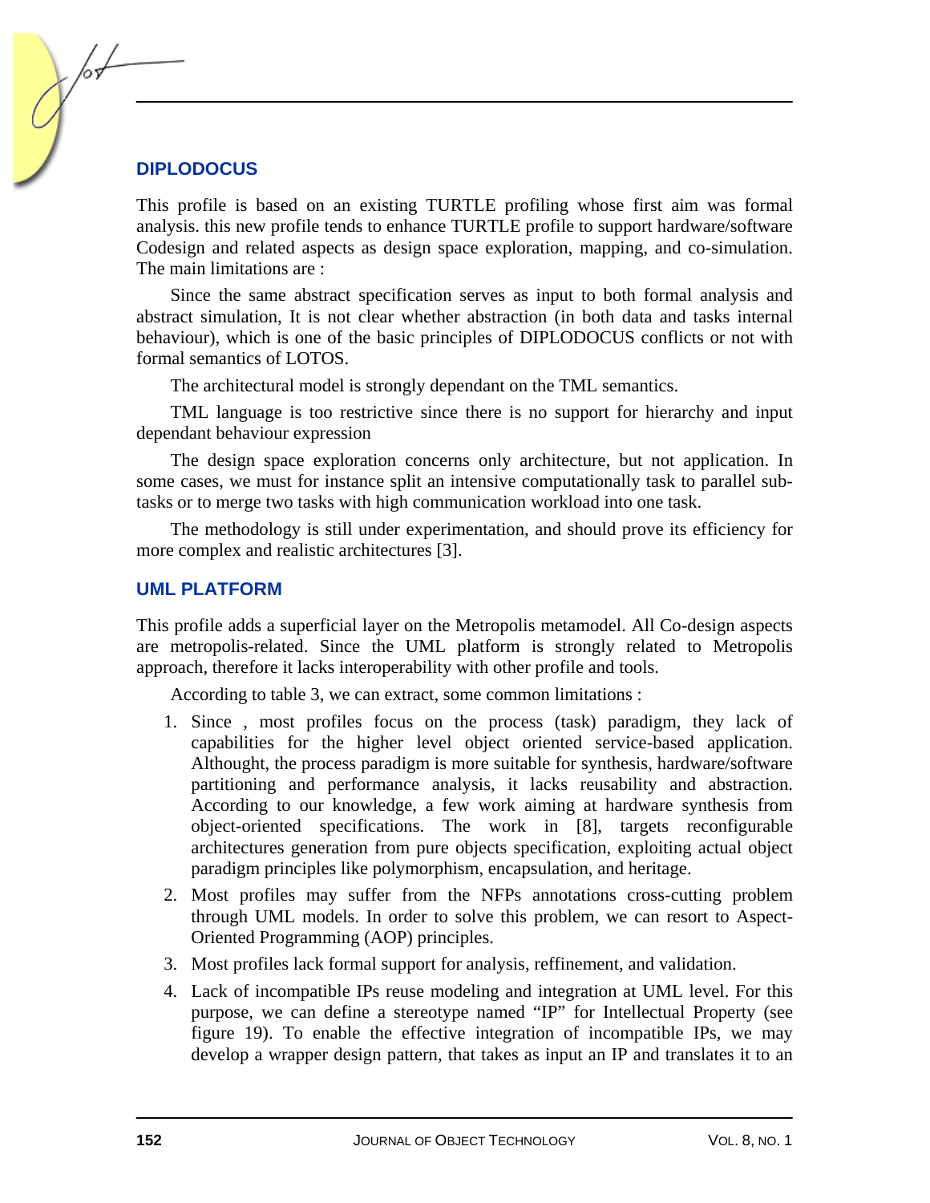### DIPLODOCUS

This profile is based on an existing TURTLE profiling whose first aim was formal analysis. this new profile tends to enhance TURTLE profile to support hardware/software Codesign and related aspects as design space exploration, mapping, and co-simulation. The main limitations are :

Since the same abstract specification serves as input to both formal analysis and abstract simulation, It is not clear whether abstraction (in both data and tasks internal behaviour), which is one of the basic principles of DIPLODOCUS conflicts or not with formal semantics of LOTOS.

The architectural model is strongly dependant on the TML semantics.

TML language is too restrictive since there is no support for hierarchy and input dependant behaviour expression

The design space exploration concerns only architecture, but not application. In some cases, we must for instance split an intensive computationally task to parallel sub-tasks or to merge two tasks with high communication workload into one task.

The methodology is still under experimentation, and should prove its efficiency for more complex and realistic architectures [3].

### UML PLATFORM

This profile adds a superficial layer on the Metropolis metamodel. All Co-design aspects are metropolis-related. Since the UML platform is strongly related to Metropolis approach, therefore it lacks interoperability with other profile and tools.

According to table 3, we can extract, some common limitations :

1. Since , most profiles focus on the process (task) paradigm, they lack of capabilities for the higher level object oriented service-based application. Althought, the process paradigm is more suitable for synthesis, hardware/software partitioning and performance analysis, it lacks reusability and abstraction. According to our knowledge, a few work aiming at hardware synthesis from object-oriented specifications. The work in [8], targets reconfigurable architectures generation from pure objects specification, exploiting actual object paradigm principles like polymorphism, encapsulation, and heritage.
2. Most profiles may suffer from the NFPs annotations cross-cutting problem through UML models. In order to solve this problem, we can resort to Aspect-Oriented Programming (AOP) principles.
3. Most profiles lack formal support for analysis, reffinement, and validation.
4. Lack of incompatible IPs reuse modeling and integration at UML level. For this purpose, we can define a stereotype named “IP” for Intellectual Property (see figure 19). To enable the effective integration of incompatible IPs, we may develop a wrapper design pattern, that takes as input an IP and translates it to an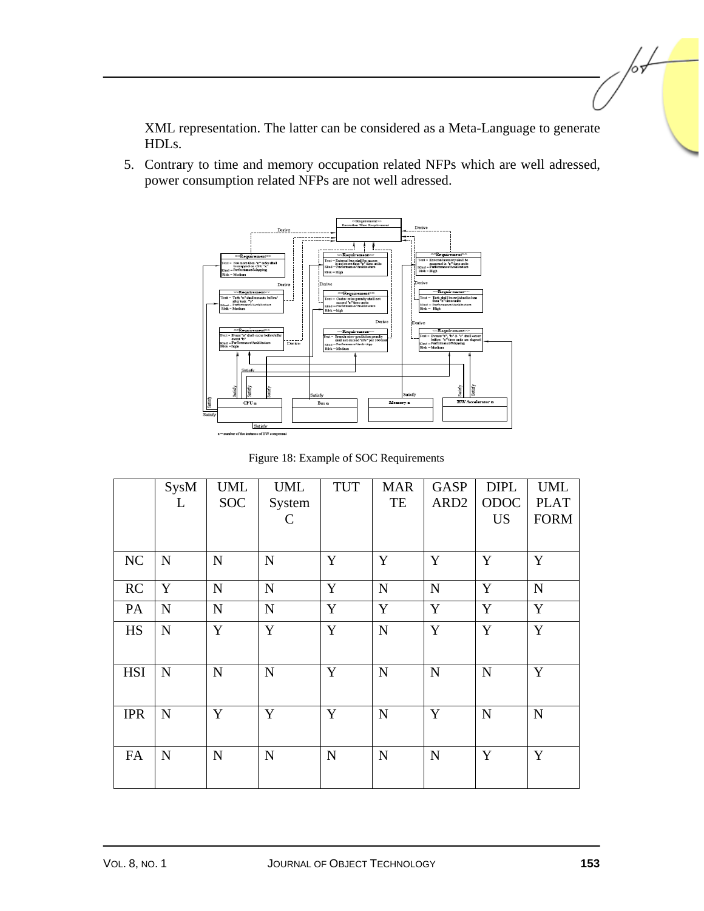XML representation. The latter can be considered as a Meta-Language to generate HDLs.

5. Contrary to time and memory occupation related NFPs which are well adressed, power consumption related NFPs are not well adressed.

Figure 18: Example of SOC Requirements

| | SysML | UML SOC | UML SystemC | TUT | MARTE | GASPARD2 | DIPLODOCUS | UML PLATFORM |
|---|---|---|---|---|---|---|---|---|
| NC | N | N | N | Y | Y | Y | Y | Y |
| RC | Y | N | N | Y | N | N | Y | N |
| PA | N | N | N | Y | Y | Y | Y | Y |
| HS | N | Y | Y | Y | N | Y | Y | Y |
| HSI | N | N | N | Y | N | N | N | Y |
| IPR | N | Y | Y | Y | N | Y | N | N |
| FA | N | N | N | N | N | N | Y | Y |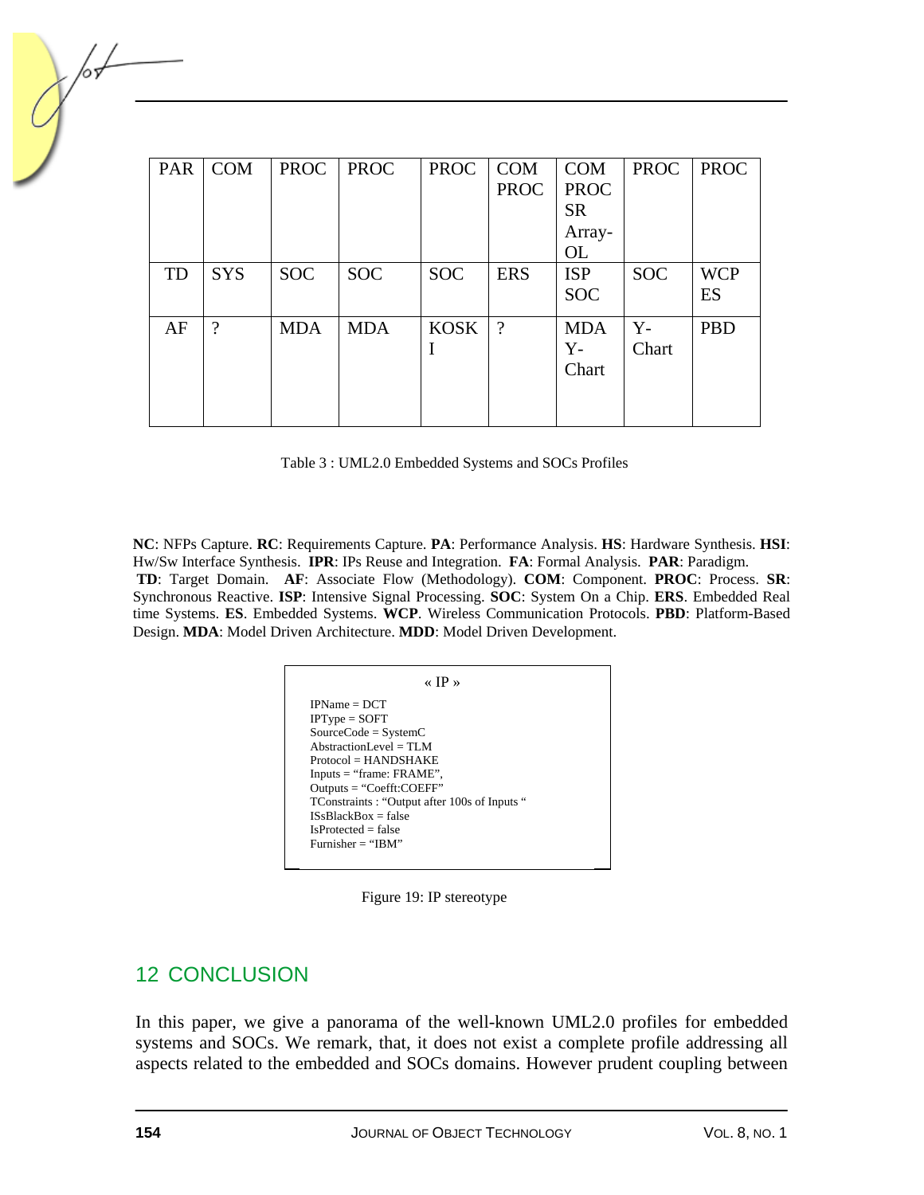| PAR | COM | PROC | PROC | PROC | COM PROC | COM PROC SR Array-OL | PROC | PROC |
|---|---|---|---|---|---|---|---|---|
| TD | SYS | SOC | SOC | SOC | ERS | ISP SOC | SOC | WCP ES |
| AF | ? | MDA | MDA | KOSKI | ? | MDA Y-Chart | Y-Chart | PBD |

Table 3 : UML2.0 Embedded Systems and SOCs Profiles

**NC**: NFPs Capture. **RC**: Requirements Capture. **PA**: Performance Analysis. **HS**: Hardware Synthesis. **HSI**: Hw/Sw Interface Synthesis. **IPR**: IPs Reuse and Integration. **FA**: Formal Analysis. **PAR**: Paradigm. **TD**: Target Domain. **AF**: Associate Flow (Methodology). **COM**: Component. **PROC**: Process. **SR**: Synchronous Reactive. **ISP**: Intensive Signal Processing. **SOC**: System On a Chip. **ERS**. Embedded Real time Systems. **ES**. Embedded Systems. **WCP**. Wireless Communication Protocols. **PBD**: Platform-Based Design. **MDA**: Model Driven Architecture. **MDD**: Model Driven Development.

« IP »

IPName = DCT
IPType = SOFT
SourceCode = SystemC
AbstractionLevel = TLM
Protocol = HANDSHAKE
Inputs = "frame: FRAME",
Outputs = "Coefft:COEFF"
TConstraints : "Output after 100s of Inputs "
ISsBlackBox = false
IsProtected = false
Furnisher = "IBM"

Figure 19: IP stereotype

## 12 CONCLUSION

In this paper, we give a panorama of the well-known UML2.0 profiles for embedded systems and SOCs. We remark, that, it does not exist a complete profile addressing all aspects related to the embedded and SOCs domains. However prudent coupling between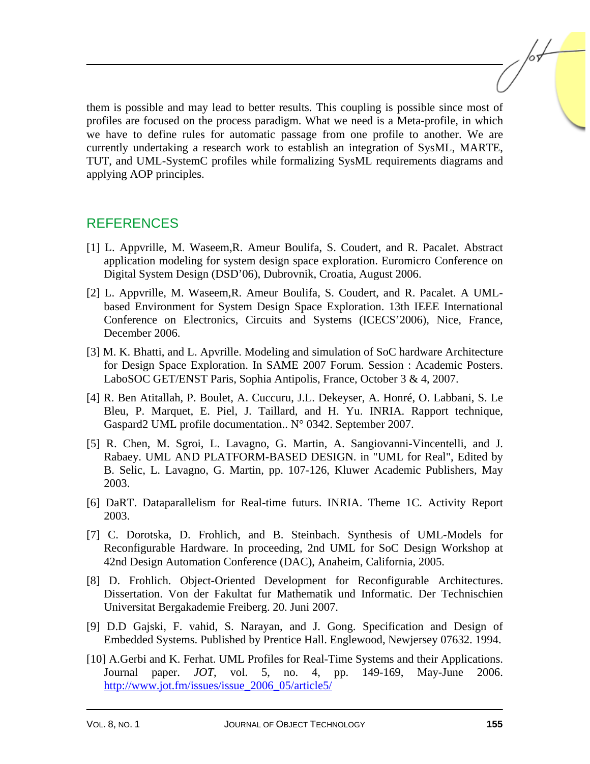them is possible and may lead to better results. This coupling is possible since most of profiles are focused on the process paradigm. What we need is a Meta-profile, in which we have to define rules for automatic passage from one profile to another. We are currently undertaking a research work to establish an integration of SysML, MARTE, TUT, and UML-SystemC profiles while formalizing SysML requirements diagrams and applying AOP principles.

## REFERENCES

[1] L. Appvrille, M. Waseem,R. Ameur Boulifa, S. Coudert, and R. Pacalet. Abstract application modeling for system design space exploration. Euromicro Conference on Digital System Design (DSD'06), Dubrovnik, Croatia, August 2006.

[2] L. Appvrille, M. Waseem,R. Ameur Boulifa, S. Coudert, and R. Pacalet. A UML-based Environment for System Design Space Exploration. 13th IEEE International Conference on Electronics, Circuits and Systems (ICECS'2006), Nice, France, December 2006.

[3] M. K. Bhatti, and L. Apvrille. Modeling and simulation of SoC hardware Architecture for Design Space Exploration. In SAME 2007 Forum. Session : Academic Posters. LaboSOC GET/ENST Paris, Sophia Antipolis, France, October 3 & 4, 2007.

[4] R. Ben Atitallah, P. Boulet, A. Cuccuru, J.L. Dekeyser, A. Honré, O. Labbani, S. Le Bleu, P. Marquet, E. Piel, J. Taillard, and H. Yu. INRIA. Rapport technique, Gaspard2 UML profile documentation.. N° 0342. September 2007.

[5] R. Chen, M. Sgroi, L. Lavagno, G. Martin, A. Sangiovanni-Vincentelli, and J. Rabaey. UML AND PLATFORM-BASED DESIGN. in "UML for Real", Edited by B. Selic, L. Lavagno, G. Martin, pp. 107-126, Kluwer Academic Publishers, May 2003.

[6] DaRT. Dataparallelism for Real-time futurs. INRIA. Theme 1C. Activity Report 2003.

[7] C. Dorotska, D. Frohlich, and B. Steinbach. Synthesis of UML-Models for Reconfigurable Hardware. In proceeding, 2nd UML for SoC Design Workshop at 42nd Design Automation Conference (DAC), Anaheim, California, 2005.

[8] D. Frohlich. Object-Oriented Development for Reconfigurable Architectures. Dissertation. Von der Fakultat fur Mathematik und Informatic. Der Technischien Universitat Bergakademie Freiberg. 20. Juni 2007.

[9] D.D Gajski, F. vahid, S. Narayan, and J. Gong. Specification and Design of Embedded Systems. Published by Prentice Hall. Englewood, Newjersey 07632. 1994.

[10] A.Gerbi and K. Ferhat. UML Profiles for Real-Time Systems and their Applications. Journal paper. *JOT*, vol. 5, no. 4, pp. 149-169, May-June 2006. http://www.jot.fm/issues/issue_2006_05/article5/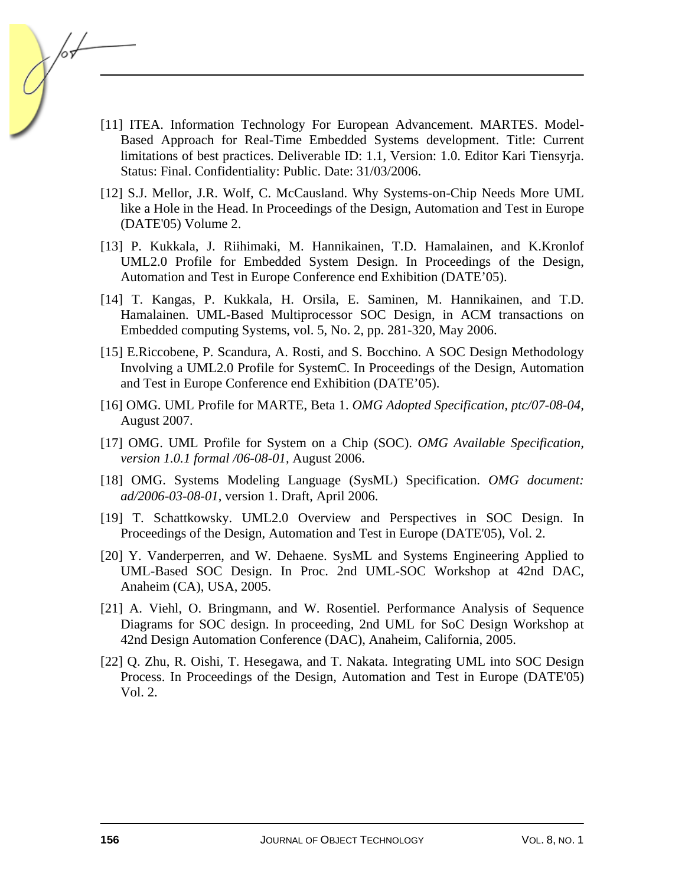[11] ITEA. Information Technology For European Advancement. MARTES. Model-Based Approach for Real-Time Embedded Systems development. Title: Current limitations of best practices. Deliverable ID: 1.1, Version: 1.0. Editor Kari Tiensyrja. Status: Final. Confidentiality: Public. Date: 31/03/2006.

[12] S.J. Mellor, J.R. Wolf, C. McCausland. Why Systems-on-Chip Needs More UML like a Hole in the Head. In Proceedings of the Design, Automation and Test in Europe (DATE'05) Volume 2.

[13] P. Kukkala, J. Riihimaki, M. Hannikainen, T.D. Hamalainen, and K.Kronlof UML2.0 Profile for Embedded System Design. In Proceedings of the Design, Automation and Test in Europe Conference end Exhibition (DATE'05).

[14] T. Kangas, P. Kukkala, H. Orsila, E. Saminen, M. Hannikainen, and T.D. Hamalainen. UML-Based Multiprocessor SOC Design, in ACM transactions on Embedded computing Systems, vol. 5, No. 2, pp. 281-320, May 2006.

[15] E.Riccobene, P. Scandura, A. Rosti, and S. Bocchino. A SOC Design Methodology Involving a UML2.0 Profile for SystemC. In Proceedings of the Design, Automation and Test in Europe Conference end Exhibition (DATE'05).

[16] OMG. UML Profile for MARTE, Beta 1. *OMG Adopted Specification, ptc/07-08-04*, August 2007.

[17] OMG. UML Profile for System on a Chip (SOC). *OMG Available Specification, version 1.0.1 formal /06-08-01*, August 2006.

[18] OMG. Systems Modeling Language (SysML) Specification. *OMG document: ad/2006-03-08-01*, version 1. Draft, April 2006.

[19] T. Schattkowsky. UML2.0 Overview and Perspectives in SOC Design. In Proceedings of the Design, Automation and Test in Europe (DATE'05), Vol. 2.

[20] Y. Vanderperren, and W. Dehaene. SysML and Systems Engineering Applied to UML-Based SOC Design. In Proc. 2nd UML-SOC Workshop at 42nd DAC, Anaheim (CA), USA, 2005.

[21] A. Viehl, O. Bringmann, and W. Rosentiel. Performance Analysis of Sequence Diagrams for SOC design. In proceeding, 2nd UML for SoC Design Workshop at 42nd Design Automation Conference (DAC), Anaheim, California, 2005.

[22] Q. Zhu, R. Oishi, T. Hesegawa, and T. Nakata. Integrating UML into SOC Design Process. In Proceedings of the Design, Automation and Test in Europe (DATE'05) Vol. 2.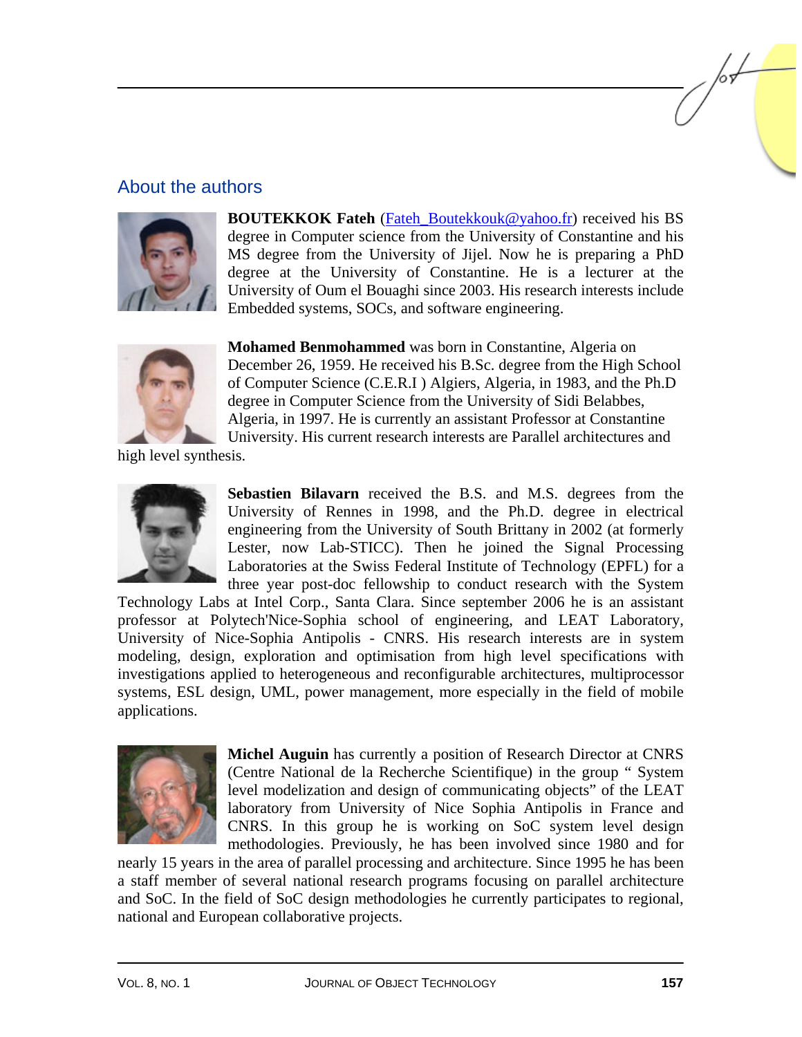## About the authors

**BOUTEKKOK Fateh** (Fateh_Boutekkouk@yahoo.fr) received his BS degree in Computer science from the University of Constantine and his MS degree from the University of Jijel. Now he is preparing a PhD degree at the University of Constantine. He is a lecturer at the University of Oum el Bouaghi since 2003. His research interests include Embedded systems, SOCs, and software engineering.

**Mohamed Benmohammed** was born in Constantine, Algeria on December 26, 1959. He received his B.Sc. degree from the High School of Computer Science (C.E.R.I ) Algiers, Algeria, in 1983, and the Ph.D degree in Computer Science from the University of Sidi Belabbes, Algeria, in 1997. He is currently an assistant Professor at Constantine University. His current research interests are Parallel architectures and high level synthesis.

**Sebastien Bilavarn** received the B.S. and M.S. degrees from the University of Rennes in 1998, and the Ph.D. degree in electrical engineering from the University of South Brittany in 2002 (at formerly Lester, now Lab-STICC). Then he joined the Signal Processing Laboratories at the Swiss Federal Institute of Technology (EPFL) for a three year post-doc fellowship to conduct research with the System Technology Labs at Intel Corp., Santa Clara. Since september 2006 he is an assistant professor at Polytech'Nice-Sophia school of engineering, and LEAT Laboratory, University of Nice-Sophia Antipolis - CNRS. His research interests are in system modeling, design, exploration and optimisation from high level specifications with investigations applied to heterogeneous and reconfigurable architectures, multiprocessor systems, ESL design, UML, power management, more especially in the field of mobile applications.

**Michel Auguin** has currently a position of Research Director at CNRS (Centre National de la Recherche Scientifique) in the group " System level modelization and design of communicating objects" of the LEAT laboratory from University of Nice Sophia Antipolis in France and CNRS. In this group he is working on SoC system level design methodologies. Previously, he has been involved since 1980 and for nearly 15 years in the area of parallel processing and architecture. Since 1995 he has been a staff member of several national research programs focusing on parallel architecture and SoC. In the field of SoC design methodologies he currently participates to regional, national and European collaborative projects.